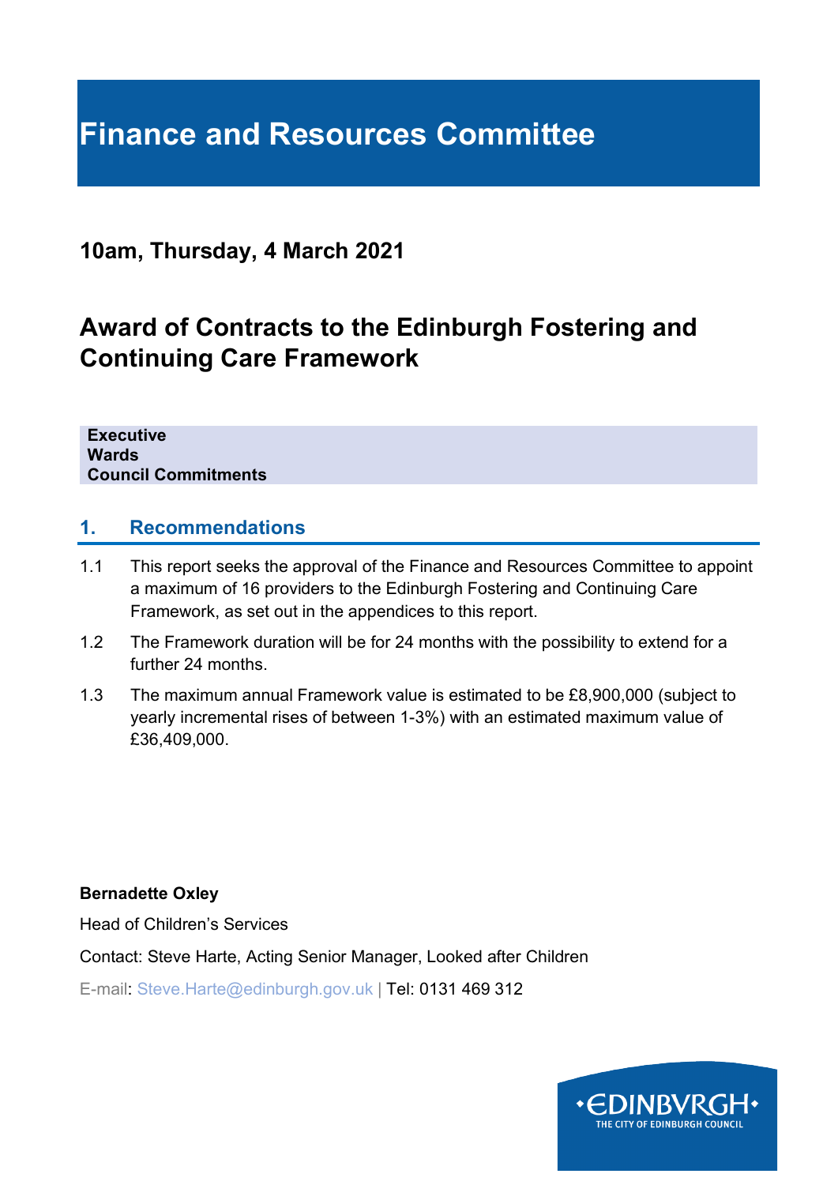# Finance and Resources Committee

## 10am, Thursday, 4 March 2021

# Award of Contracts to the Edinburgh Fostering and Continuing Care Framework

**Executive**
**Wards**
**Council Commitments**

## 1. Recommendations

1.1 This report seeks the approval of the Finance and Resources Committee to appoint a maximum of 16 providers to the Edinburgh Fostering and Continuing Care Framework, as set out in the appendices to this report.

1.2 The Framework duration will be for 24 months with the possibility to extend for a further 24 months.

1.3 The maximum annual Framework value is estimated to be £8,900,000 (subject to yearly incremental rises of between 1-3%) with an estimated maximum value of £36,409,000.

**Bernadette Oxley**

Head of Children's Services

Contact: Steve Harte, Acting Senior Manager, Looked after Children

E-mail: Steve.Harte@edinburgh.gov.uk | Tel: 0131 469 312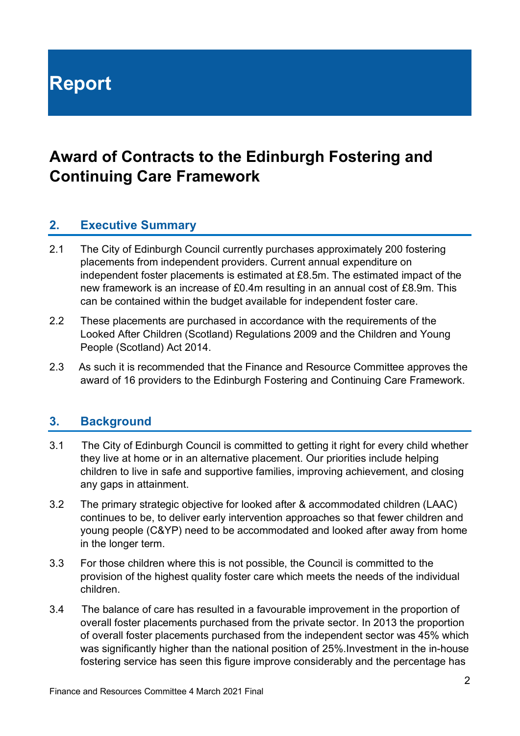# Report

## Award of Contracts to the Edinburgh Fostering and Continuing Care Framework

### 2. Executive Summary

2.1 The City of Edinburgh Council currently purchases approximately 200 fostering placements from independent providers. Current annual expenditure on independent foster placements is estimated at £8.5m. The estimated impact of the new framework is an increase of £0.4m resulting in an annual cost of £8.9m. This can be contained within the budget available for independent foster care.

2.2 These placements are purchased in accordance with the requirements of the Looked After Children (Scotland) Regulations 2009 and the Children and Young People (Scotland) Act 2014.

2.3 As such it is recommended that the Finance and Resource Committee approves the award of 16 providers to the Edinburgh Fostering and Continuing Care Framework.

### 3. Background

3.1 The City of Edinburgh Council is committed to getting it right for every child whether they live at home or in an alternative placement. Our priorities include helping children to live in safe and supportive families, improving achievement, and closing any gaps in attainment.

3.2 The primary strategic objective for looked after & accommodated children (LAAC) continues to be, to deliver early intervention approaches so that fewer children and young people (C&YP) need to be accommodated and looked after away from home in the longer term.

3.3 For those children where this is not possible, the Council is committed to the provision of the highest quality foster care which meets the needs of the individual children.

3.4 The balance of care has resulted in a favourable improvement in the proportion of overall foster placements purchased from the private sector. In 2013 the proportion of overall foster placements purchased from the independent sector was 45% which was significantly higher than the national position of 25%.Investment in the in-house fostering service has seen this figure improve considerably and the percentage has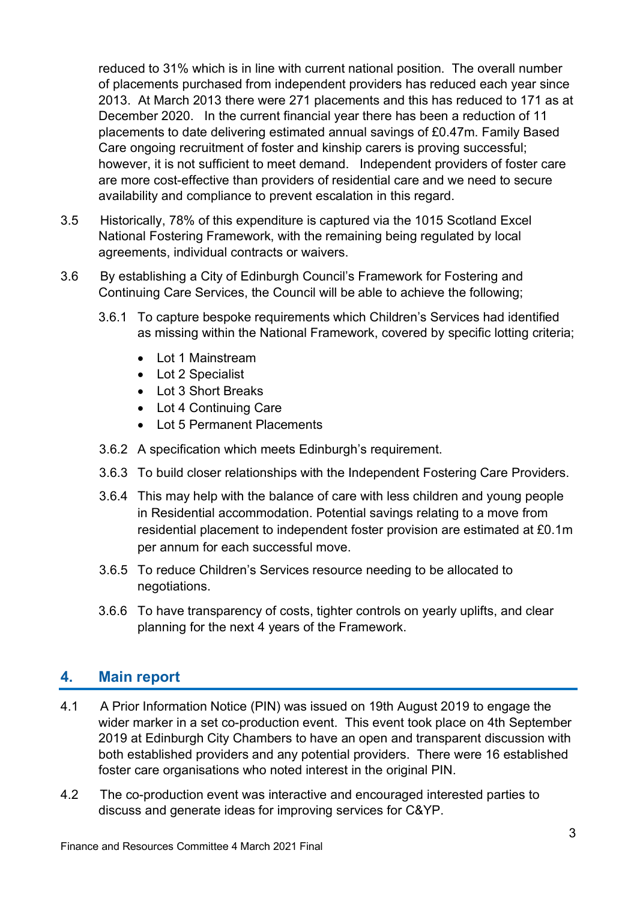reduced to 31% which is in line with current national position. The overall number of placements purchased from independent providers has reduced each year since 2013. At March 2013 there were 271 placements and this has reduced to 171 as at December 2020. In the current financial year there has been a reduction of 11 placements to date delivering estimated annual savings of £0.47m. Family Based Care ongoing recruitment of foster and kinship carers is proving successful; however, it is not sufficient to meet demand. Independent providers of foster care are more cost-effective than providers of residential care and we need to secure availability and compliance to prevent escalation in this regard.

3.5 Historically, 78% of this expenditure is captured via the 1015 Scotland Excel National Fostering Framework, with the remaining being regulated by local agreements, individual contracts or waivers.

3.6 By establishing a City of Edinburgh Council's Framework for Fostering and Continuing Care Services, the Council will be able to achieve the following;

3.6.1 To capture bespoke requirements which Children's Services had identified as missing within the National Framework, covered by specific lotting criteria;

- Lot 1 Mainstream
- Lot 2 Specialist
- Lot 3 Short Breaks
- Lot 4 Continuing Care
- Lot 5 Permanent Placements

3.6.2 A specification which meets Edinburgh's requirement.

3.6.3 To build closer relationships with the Independent Fostering Care Providers.

3.6.4 This may help with the balance of care with less children and young people in Residential accommodation. Potential savings relating to a move from residential placement to independent foster provision are estimated at £0.1m per annum for each successful move.

3.6.5 To reduce Children's Services resource needing to be allocated to negotiations.

3.6.6 To have transparency of costs, tighter controls on yearly uplifts, and clear planning for the next 4 years of the Framework.

## 4. Main report

4.1 A Prior Information Notice (PIN) was issued on 19th August 2019 to engage the wider marker in a set co-production event. This event took place on 4th September 2019 at Edinburgh City Chambers to have an open and transparent discussion with both established providers and any potential providers. There were 16 established foster care organisations who noted interest in the original PIN.

4.2 The co-production event was interactive and encouraged interested parties to discuss and generate ideas for improving services for C&YP.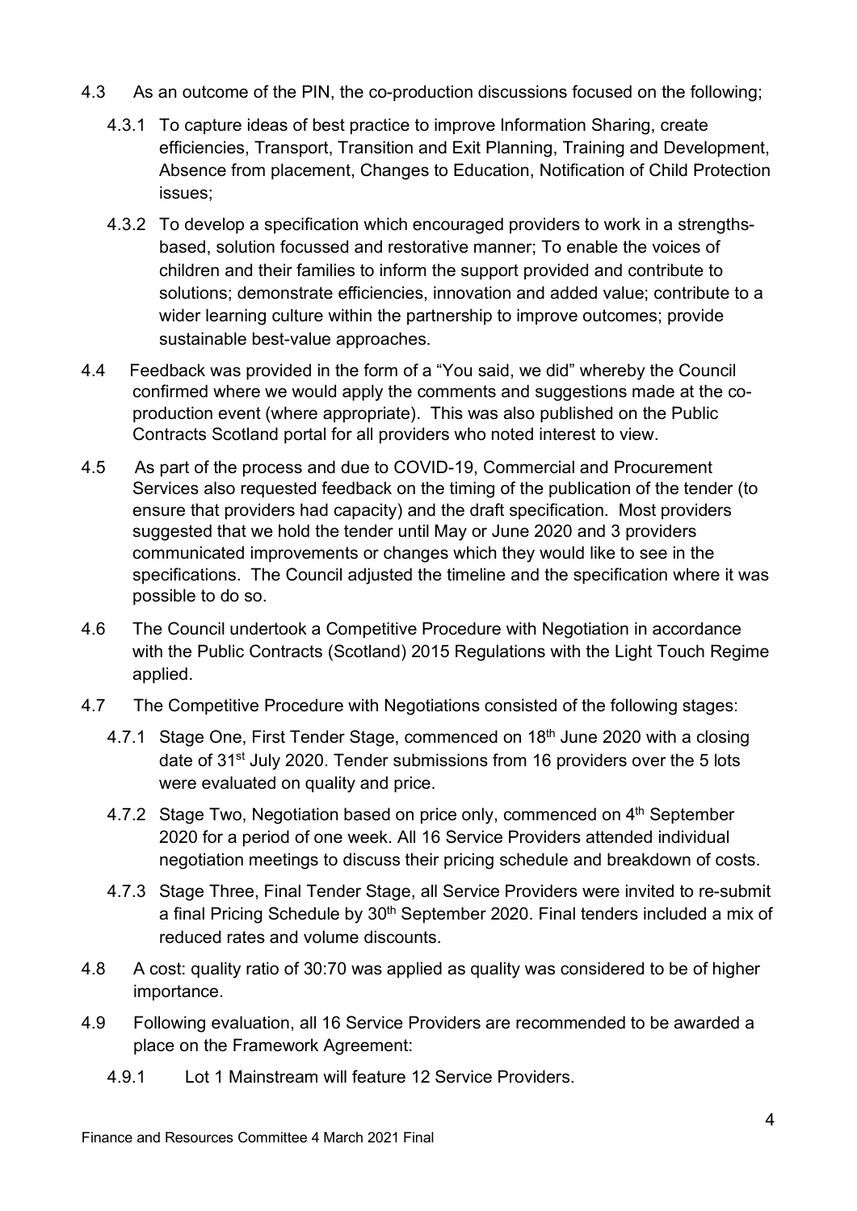4.3 As an outcome of the PIN, the co-production discussions focused on the following;

4.3.1 To capture ideas of best practice to improve Information Sharing, create efficiencies, Transport, Transition and Exit Planning, Training and Development, Absence from placement, Changes to Education, Notification of Child Protection issues;

4.3.2 To develop a specification which encouraged providers to work in a strengths-based, solution focussed and restorative manner; To enable the voices of children and their families to inform the support provided and contribute to solutions; demonstrate efficiencies, innovation and added value; contribute to a wider learning culture within the partnership to improve outcomes; provide sustainable best-value approaches.

4.4 Feedback was provided in the form of a "You said, we did" whereby the Council confirmed where we would apply the comments and suggestions made at the co-production event (where appropriate). This was also published on the Public Contracts Scotland portal for all providers who noted interest to view.

4.5 As part of the process and due to COVID-19, Commercial and Procurement Services also requested feedback on the timing of the publication of the tender (to ensure that providers had capacity) and the draft specification. Most providers suggested that we hold the tender until May or June 2020 and 3 providers communicated improvements or changes which they would like to see in the specifications. The Council adjusted the timeline and the specification where it was possible to do so.

4.6 The Council undertook a Competitive Procedure with Negotiation in accordance with the Public Contracts (Scotland) 2015 Regulations with the Light Touch Regime applied.

4.7 The Competitive Procedure with Negotiations consisted of the following stages:

4.7.1 Stage One, First Tender Stage, commenced on 18th June 2020 with a closing date of 31st July 2020. Tender submissions from 16 providers over the 5 lots were evaluated on quality and price.

4.7.2 Stage Two, Negotiation based on price only, commenced on 4th September 2020 for a period of one week. All 16 Service Providers attended individual negotiation meetings to discuss their pricing schedule and breakdown of costs.

4.7.3 Stage Three, Final Tender Stage, all Service Providers were invited to re-submit a final Pricing Schedule by 30th September 2020. Final tenders included a mix of reduced rates and volume discounts.

4.8 A cost: quality ratio of 30:70 was applied as quality was considered to be of higher importance.

4.9 Following evaluation, all 16 Service Providers are recommended to be awarded a place on the Framework Agreement:

4.9.1 Lot 1 Mainstream will feature 12 Service Providers.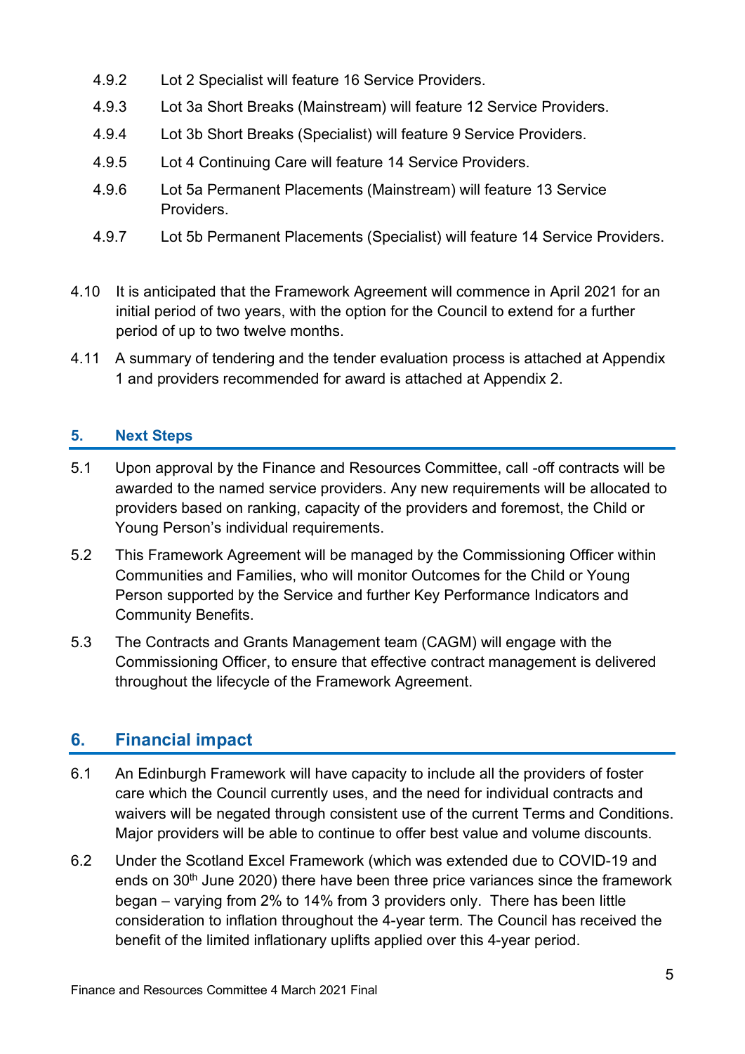4.9.2 Lot 2 Specialist will feature 16 Service Providers.

4.9.3 Lot 3a Short Breaks (Mainstream) will feature 12 Service Providers.

4.9.4 Lot 3b Short Breaks (Specialist) will feature 9 Service Providers.

4.9.5 Lot 4 Continuing Care will feature 14 Service Providers.

4.9.6 Lot 5a Permanent Placements (Mainstream) will feature 13 Service Providers.

4.9.7 Lot 5b Permanent Placements (Specialist) will feature 14 Service Providers.

4.10 It is anticipated that the Framework Agreement will commence in April 2021 for an initial period of two years, with the option for the Council to extend for a further period of up to two twelve months.

4.11 A summary of tendering and the tender evaluation process is attached at Appendix 1 and providers recommended for award is attached at Appendix 2.

### 5. Next Steps

5.1 Upon approval by the Finance and Resources Committee, call -off contracts will be awarded to the named service providers. Any new requirements will be allocated to providers based on ranking, capacity of the providers and foremost, the Child or Young Person's individual requirements.

5.2 This Framework Agreement will be managed by the Commissioning Officer within Communities and Families, who will monitor Outcomes for the Child or Young Person supported by the Service and further Key Performance Indicators and Community Benefits.

5.3 The Contracts and Grants Management team (CAGM) will engage with the Commissioning Officer, to ensure that effective contract management is delivered throughout the lifecycle of the Framework Agreement.

## 6. Financial impact

6.1 An Edinburgh Framework will have capacity to include all the providers of foster care which the Council currently uses, and the need for individual contracts and waivers will be negated through consistent use of the current Terms and Conditions. Major providers will be able to continue to offer best value and volume discounts.

6.2 Under the Scotland Excel Framework (which was extended due to COVID-19 and ends on 30th June 2020) there have been three price variances since the framework began – varying from 2% to 14% from 3 providers only. There has been little consideration to inflation throughout the 4-year term. The Council has received the benefit of the limited inflationary uplifts applied over this 4-year period.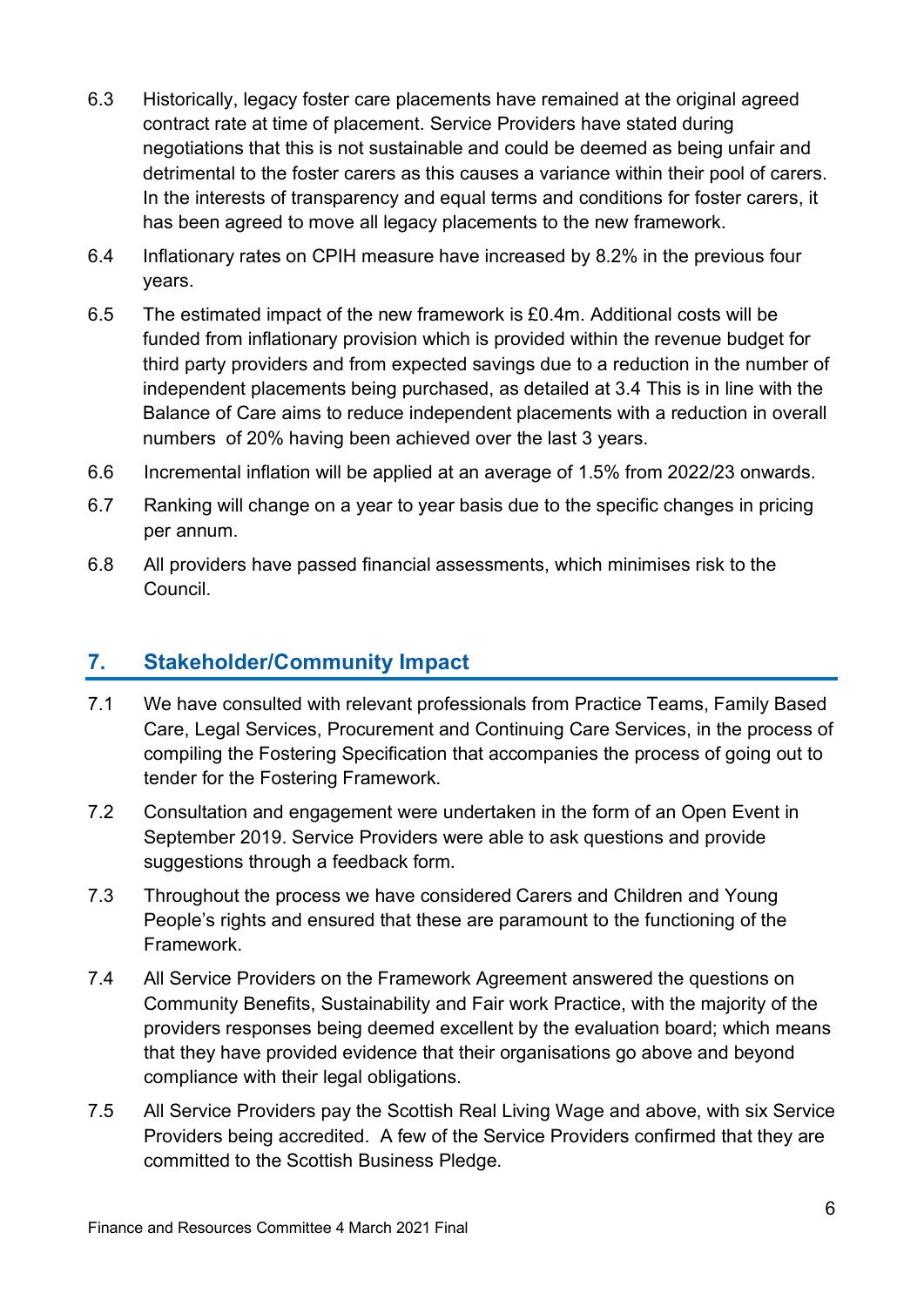6.3 Historically, legacy foster care placements have remained at the original agreed contract rate at time of placement. Service Providers have stated during negotiations that this is not sustainable and could be deemed as being unfair and detrimental to the foster carers as this causes a variance within their pool of carers. In the interests of transparency and equal terms and conditions for foster carers, it has been agreed to move all legacy placements to the new framework.

6.4 Inflationary rates on CPIH measure have increased by 8.2% in the previous four years.

6.5 The estimated impact of the new framework is £0.4m. Additional costs will be funded from inflationary provision which is provided within the revenue budget for third party providers and from expected savings due to a reduction in the number of independent placements being purchased, as detailed at 3.4 This is in line with the Balance of Care aims to reduce independent placements with a reduction in overall numbers of 20% having been achieved over the last 3 years.

6.6 Incremental inflation will be applied at an average of 1.5% from 2022/23 onwards.

6.7 Ranking will change on a year to year basis due to the specific changes in pricing per annum.

6.8 All providers have passed financial assessments, which minimises risk to the Council.

## 7. Stakeholder/Community Impact

7.1 We have consulted with relevant professionals from Practice Teams, Family Based Care, Legal Services, Procurement and Continuing Care Services, in the process of compiling the Fostering Specification that accompanies the process of going out to tender for the Fostering Framework.

7.2 Consultation and engagement were undertaken in the form of an Open Event in September 2019. Service Providers were able to ask questions and provide suggestions through a feedback form.

7.3 Throughout the process we have considered Carers and Children and Young People's rights and ensured that these are paramount to the functioning of the Framework.

7.4 All Service Providers on the Framework Agreement answered the questions on Community Benefits, Sustainability and Fair work Practice, with the majority of the providers responses being deemed excellent by the evaluation board; which means that they have provided evidence that their organisations go above and beyond compliance with their legal obligations.

7.5 All Service Providers pay the Scottish Real Living Wage and above, with six Service Providers being accredited. A few of the Service Providers confirmed that they are committed to the Scottish Business Pledge.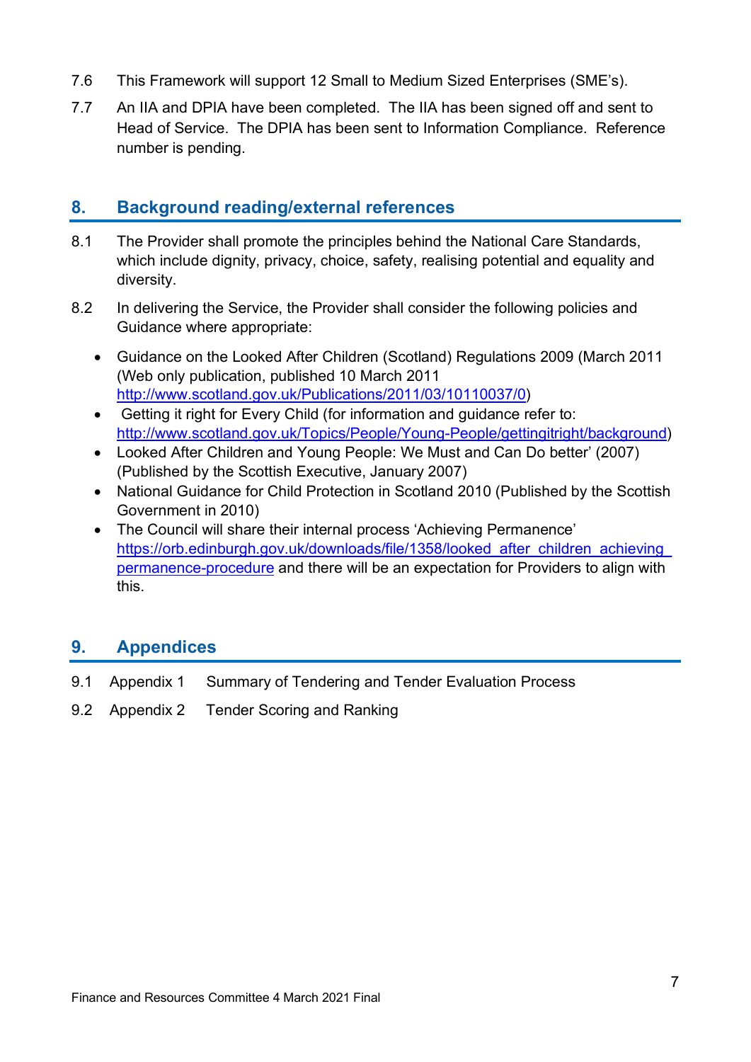7.6 This Framework will support 12 Small to Medium Sized Enterprises (SME's).

7.7 An IIA and DPIA have been completed. The IIA has been signed off and sent to Head of Service. The DPIA has been sent to Information Compliance. Reference number is pending.

## 8. Background reading/external references

8.1 The Provider shall promote the principles behind the National Care Standards, which include dignity, privacy, choice, safety, realising potential and equality and diversity.

8.2 In delivering the Service, the Provider shall consider the following policies and Guidance where appropriate:

- Guidance on the Looked After Children (Scotland) Regulations 2009 (March 2011 (Web only publication, published 10 March 2011 http://www.scotland.gov.uk/Publications/2011/03/10110037/0)
- Getting it right for Every Child (for information and guidance refer to: http://www.scotland.gov.uk/Topics/People/Young-People/gettingitright/background)
- Looked After Children and Young People: We Must and Can Do better' (2007) (Published by the Scottish Executive, January 2007)
- National Guidance for Child Protection in Scotland 2010 (Published by the Scottish Government in 2010)
- The Council will share their internal process 'Achieving Permanence' https://orb.edinburgh.gov.uk/downloads/file/1358/looked_after_children_achieving_permanence-procedure and there will be an expectation for Providers to align with this.

## 9. Appendices

9.1 Appendix 1 Summary of Tendering and Tender Evaluation Process

9.2 Appendix 2 Tender Scoring and Ranking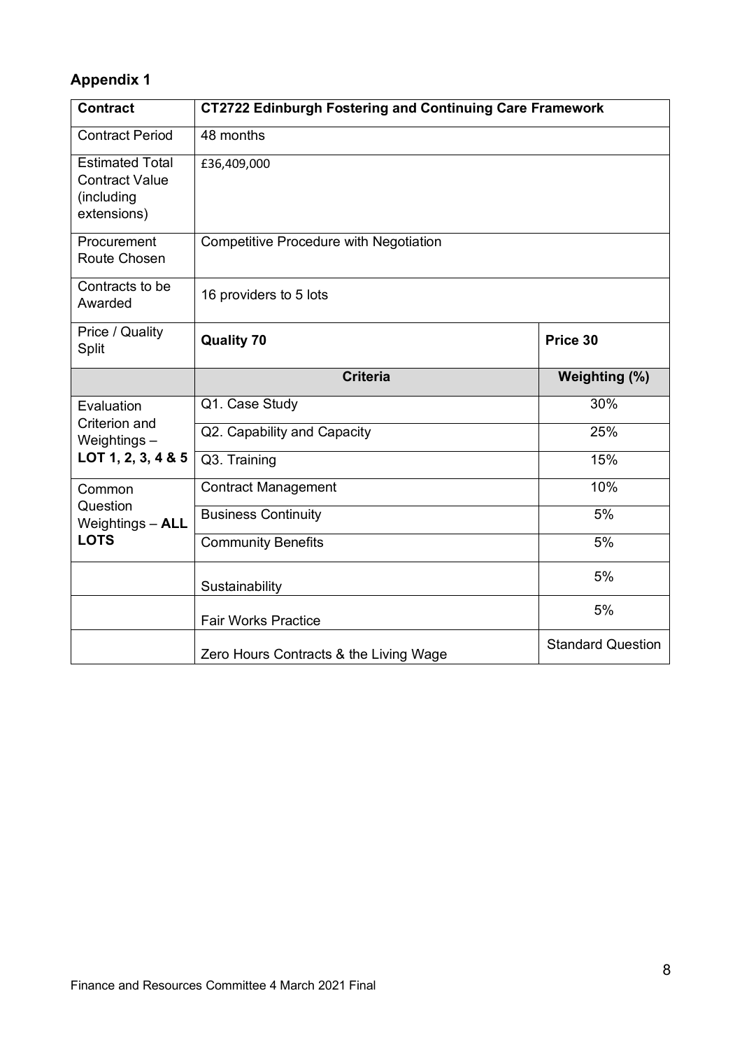## Appendix 1

| **Contract** | **CT2722 Edinburgh Fostering and Continuing Care Framework** | |
|---|---|---|
| Contract Period | 48 months | |
| Estimated Total Contract Value (including extensions) | £36,409,000 | |
| Procurement Route Chosen | Competitive Procedure with Negotiation | |
| Contracts to be Awarded | 16 providers to 5 lots | |
| Price / Quality Split | **Quality 70** | **Price 30** |
| | **Criteria** | **Weighting (%)** |
| Evaluation Criterion and Weightings – **LOT 1, 2, 3, 4 & 5** | Q1. Case Study | 30% |
| | Q2. Capability and Capacity | 25% |
| | Q3. Training | 15% |
| Common Question Weightings – **ALL LOTS** | Contract Management | 10% |
| | Business Continuity | 5% |
| | Community Benefits | 5% |
| | Sustainability | 5% |
| | Fair Works Practice | 5% |
| | Zero Hours Contracts & the Living Wage | Standard Question |

Finance and Resources Committee 4 March 2021 Final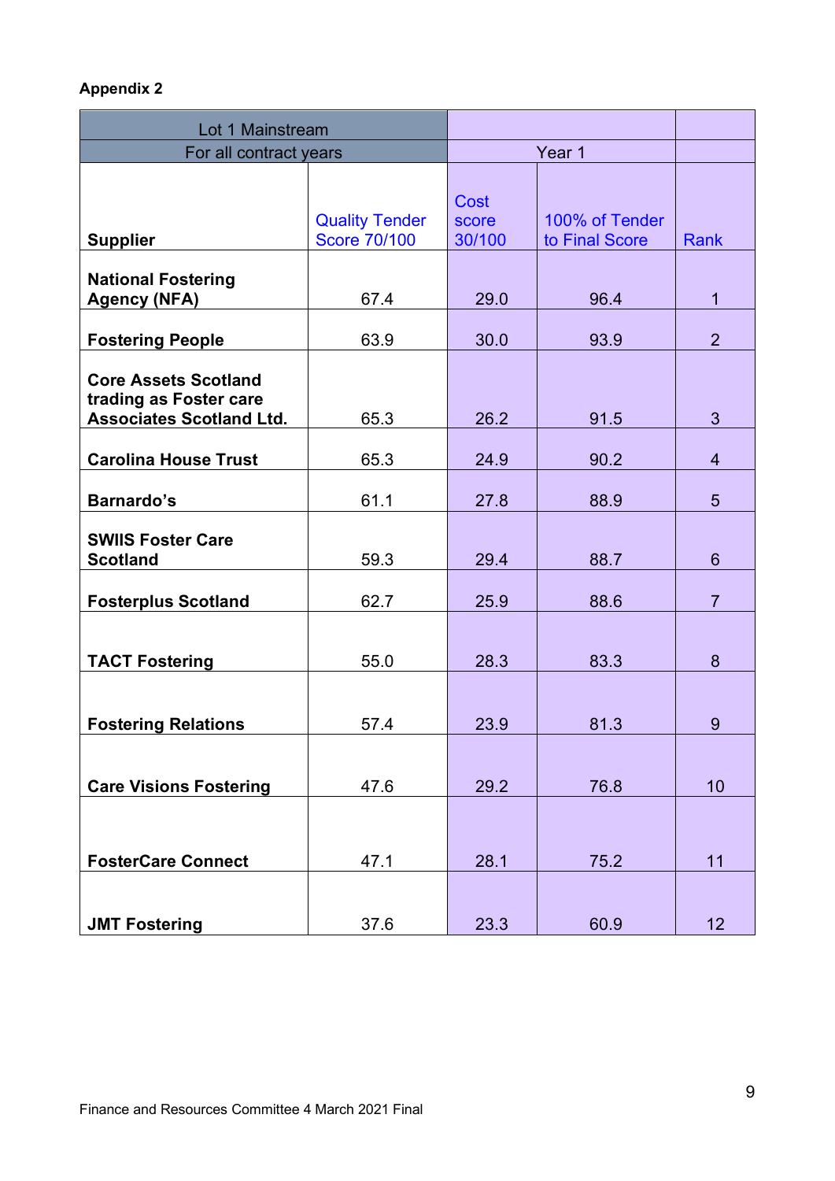**Appendix 2**

| Lot 1 Mainstream | | | | |
|---|---|---|---|---|
| For all contract years | | Year 1 | | |
| **Supplier** | Quality Tender Score 70/100 | Cost score 30/100 | 100% of Tender to Final Score | Rank |
| **National Fostering Agency (NFA)** | 67.4 | 29.0 | 96.4 | 1 |
| **Fostering People** | 63.9 | 30.0 | 93.9 | 2 |
| **Core Assets Scotland trading as Foster care Associates Scotland Ltd.** | 65.3 | 26.2 | 91.5 | 3 |
| **Carolina House Trust** | 65.3 | 24.9 | 90.2 | 4 |
| **Barnardo's** | 61.1 | 27.8 | 88.9 | 5 |
| **SWIIS Foster Care Scotland** | 59.3 | 29.4 | 88.7 | 6 |
| **Fosterplus Scotland** | 62.7 | 25.9 | 88.6 | 7 |
| **TACT Fostering** | 55.0 | 28.3 | 83.3 | 8 |
| **Fostering Relations** | 57.4 | 23.9 | 81.3 | 9 |
| **Care Visions Fostering** | 47.6 | 29.2 | 76.8 | 10 |
| **FosterCare Connect** | 47.1 | 28.1 | 75.2 | 11 |
| **JMT Fostering** | 37.6 | 23.3 | 60.9 | 12 |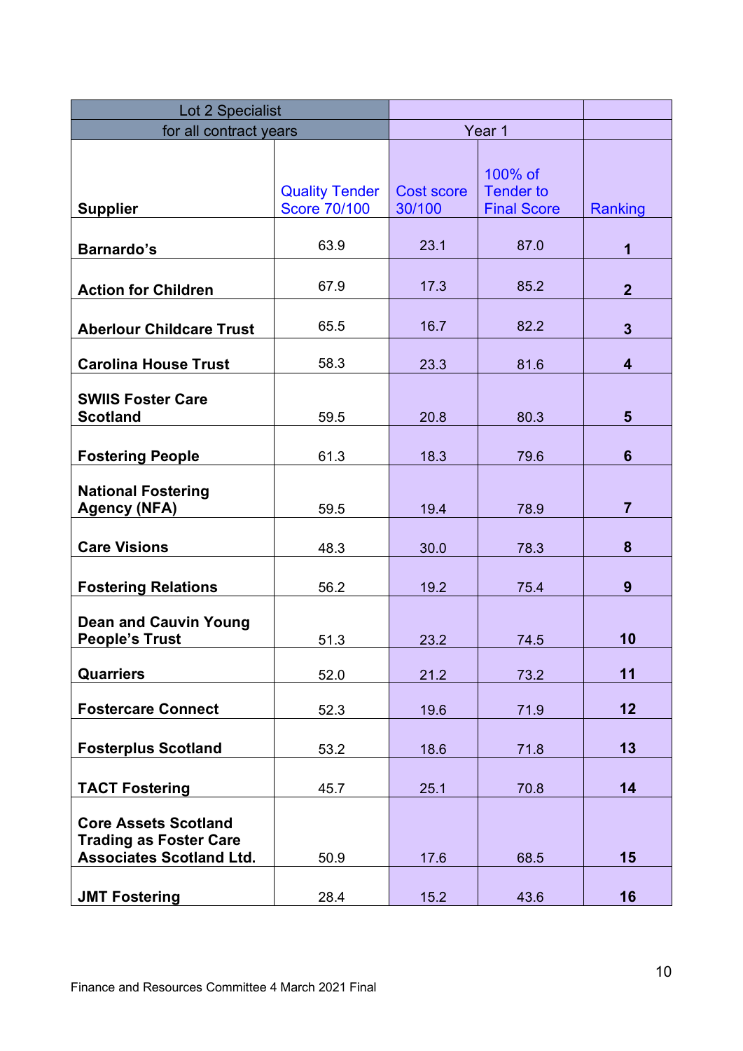| Lot 2 Specialist for all contract years | | Year 1 | | |
|---|---|---|---|---|
| **Supplier** | Quality Tender Score 70/100 | Cost score 30/100 | 100% of Tender to Final Score | Ranking |
| **Barnardo's** | 63.9 | 23.1 | 87.0 | **1** |
| **Action for Children** | 67.9 | 17.3 | 85.2 | **2** |
| **Aberlour Childcare Trust** | 65.5 | 16.7 | 82.2 | **3** |
| **Carolina House Trust** | 58.3 | 23.3 | 81.6 | **4** |
| **SWIIS Foster Care Scotland** | 59.5 | 20.8 | 80.3 | **5** |
| **Fostering People** | 61.3 | 18.3 | 79.6 | **6** |
| **National Fostering Agency (NFA)** | 59.5 | 19.4 | 78.9 | **7** |
| **Care Visions** | 48.3 | 30.0 | 78.3 | **8** |
| **Fostering Relations** | 56.2 | 19.2 | 75.4 | **9** |
| **Dean and Cauvin Young People's Trust** | 51.3 | 23.2 | 74.5 | **10** |
| **Quarriers** | 52.0 | 21.2 | 73.2 | **11** |
| **Fostercare Connect** | 52.3 | 19.6 | 71.9 | **12** |
| **Fosterplus Scotland** | 53.2 | 18.6 | 71.8 | **13** |
| **TACT Fostering** | 45.7 | 25.1 | 70.8 | **14** |
| **Core Assets Scotland Trading as Foster Care Associates Scotland Ltd.** | 50.9 | 17.6 | 68.5 | **15** |
| **JMT Fostering** | 28.4 | 15.2 | 43.6 | **16** |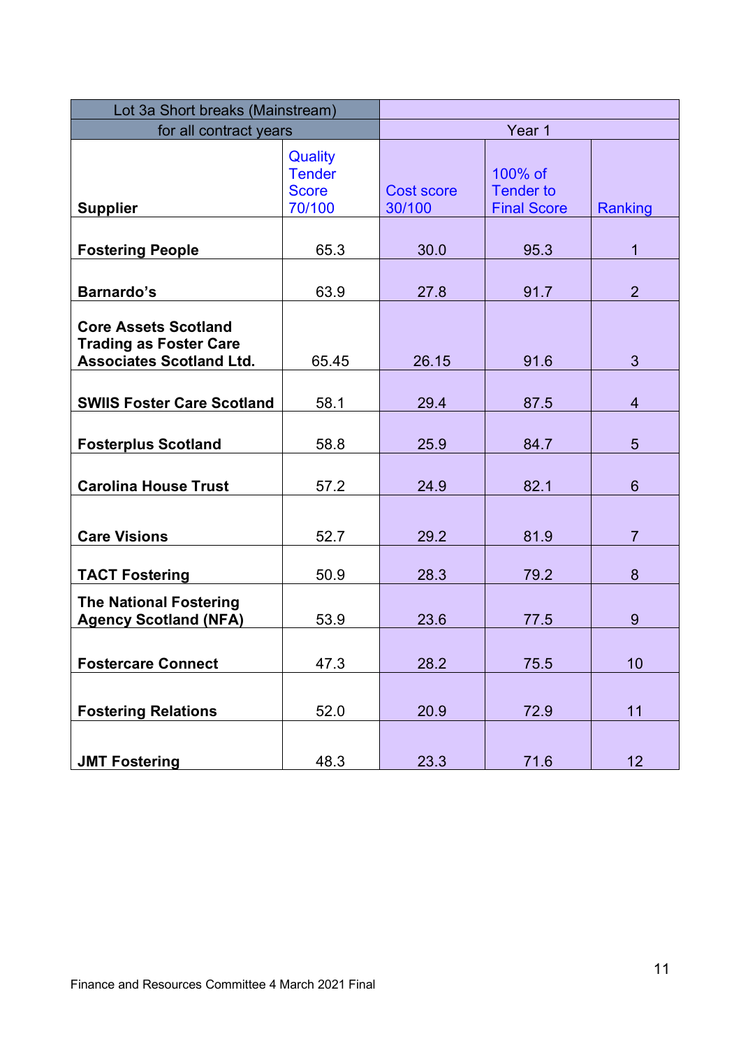| Lot 3a Short breaks (Mainstream) for all contract years | | | | |
|---|---|---|---|---|
| | | Year 1 | | |
| **Supplier** | Quality Tender Score 70/100 | Cost score 30/100 | 100% of Tender to Final Score | Ranking |
| **Fostering People** | 65.3 | 30.0 | 95.3 | 1 |
| **Barnardo's** | 63.9 | 27.8 | 91.7 | 2 |
| **Core Assets Scotland Trading as Foster Care Associates Scotland Ltd.** | 65.45 | 26.15 | 91.6 | 3 |
| **SWIIS Foster Care Scotland** | 58.1 | 29.4 | 87.5 | 4 |
| **Fosterplus Scotland** | 58.8 | 25.9 | 84.7 | 5 |
| **Carolina House Trust** | 57.2 | 24.9 | 82.1 | 6 |
| **Care Visions** | 52.7 | 29.2 | 81.9 | 7 |
| **TACT Fostering** | 50.9 | 28.3 | 79.2 | 8 |
| **The National Fostering Agency Scotland (NFA)** | 53.9 | 23.6 | 77.5 | 9 |
| **Fostercare Connect** | 47.3 | 28.2 | 75.5 | 10 |
| **Fostering Relations** | 52.0 | 20.9 | 72.9 | 11 |
| **JMT Fostering** | 48.3 | 23.3 | 71.6 | 12 |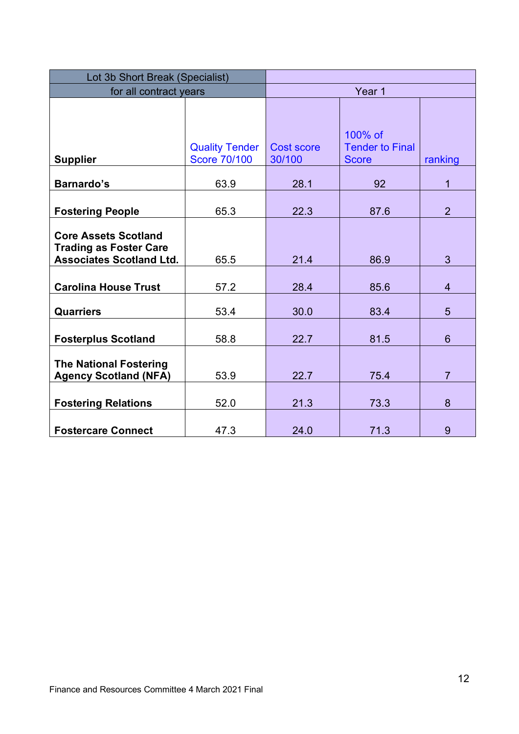| Lot 3b Short Break (Specialist) for all contract years | | Year 1 | | |
|---|---|---|---|---|
| **Supplier** | Quality Tender Score 70/100 | Cost score 30/100 | 100% of Tender to Final Score | ranking |
| **Barnardo's** | 63.9 | 28.1 | 92 | 1 |
| **Fostering People** | 65.3 | 22.3 | 87.6 | 2 |
| **Core Assets Scotland Trading as Foster Care Associates Scotland Ltd.** | 65.5 | 21.4 | 86.9 | 3 |
| **Carolina House Trust** | 57.2 | 28.4 | 85.6 | 4 |
| **Quarriers** | 53.4 | 30.0 | 83.4 | 5 |
| **Fosterplus Scotland** | 58.8 | 22.7 | 81.5 | 6 |
| **The National Fostering Agency Scotland (NFA)** | 53.9 | 22.7 | 75.4 | 7 |
| **Fostering Relations** | 52.0 | 21.3 | 73.3 | 8 |
| **Fostercare Connect** | 47.3 | 24.0 | 71.3 | 9 |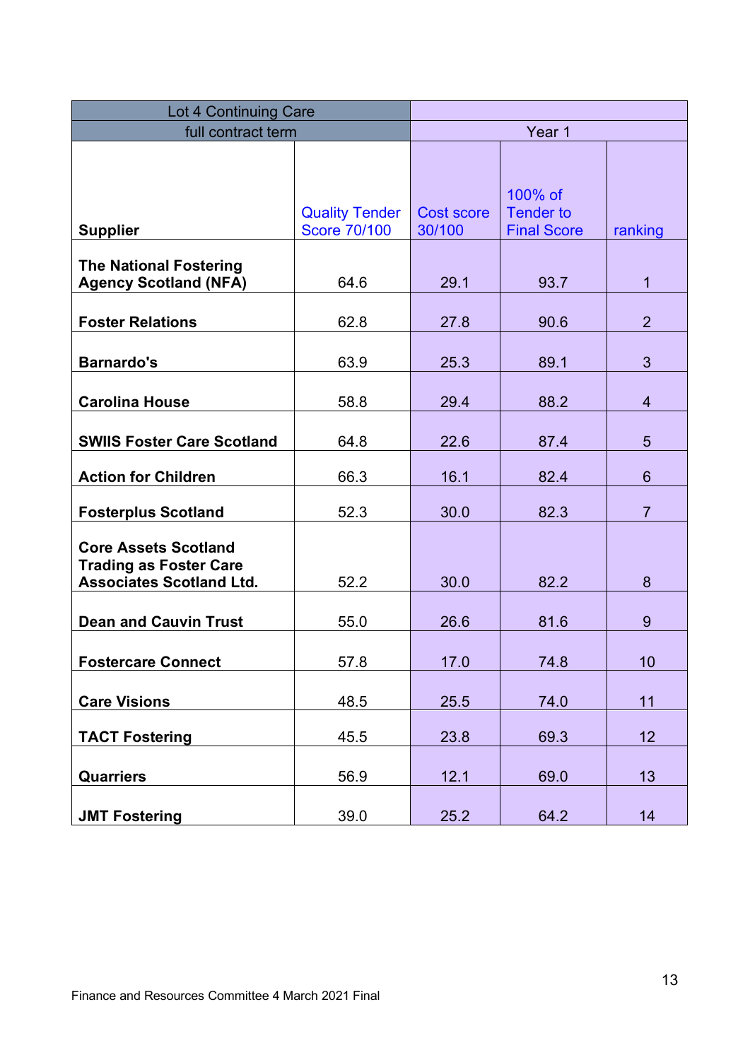| Lot 4 Continuing Care | | | | |
|---|---|---|---|---|
| full contract term | | Year 1 | | |
| **Supplier** | Quality Tender Score 70/100 | Cost score 30/100 | 100% of Tender to Final Score | ranking |
| **The National Fostering Agency Scotland (NFA)** | 64.6 | 29.1 | 93.7 | 1 |
| **Foster Relations** | 62.8 | 27.8 | 90.6 | 2 |
| **Barnardo's** | 63.9 | 25.3 | 89.1 | 3 |
| **Carolina House** | 58.8 | 29.4 | 88.2 | 4 |
| **SWIIS Foster Care Scotland** | 64.8 | 22.6 | 87.4 | 5 |
| **Action for Children** | 66.3 | 16.1 | 82.4 | 6 |
| **Fosterplus Scotland** | 52.3 | 30.0 | 82.3 | 7 |
| **Core Assets Scotland Trading as Foster Care Associates Scotland Ltd.** | 52.2 | 30.0 | 82.2 | 8 |
| **Dean and Cauvin Trust** | 55.0 | 26.6 | 81.6 | 9 |
| **Fostercare Connect** | 57.8 | 17.0 | 74.8 | 10 |
| **Care Visions** | 48.5 | 25.5 | 74.0 | 11 |
| **TACT Fostering** | 45.5 | 23.8 | 69.3 | 12 |
| **Quarriers** | 56.9 | 12.1 | 69.0 | 13 |
| **JMT Fostering** | 39.0 | 25.2 | 64.2 | 14 |

Finance and Resources Committee 4 March 2021 Final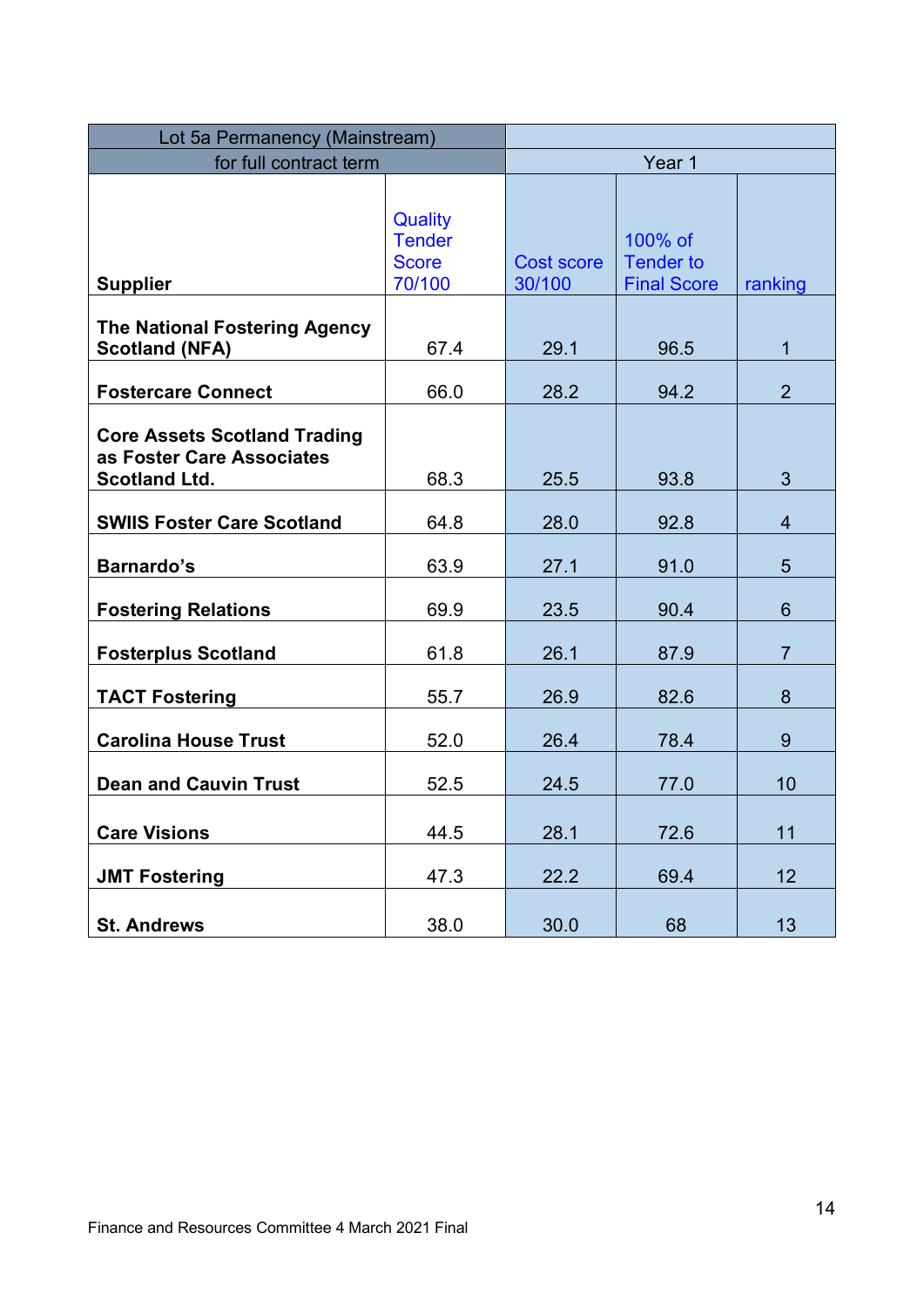| Lot 5a Permanency (Mainstream) for full contract term | | Year 1 | | |
|---|---|---|---|---|
| **Supplier** | Quality Tender Score 70/100 | Cost score 30/100 | 100% of Tender to Final Score | ranking |
| **The National Fostering Agency Scotland (NFA)** | 67.4 | 29.1 | 96.5 | 1 |
| **Fostercare Connect** | 66.0 | 28.2 | 94.2 | 2 |
| **Core Assets Scotland Trading as Foster Care Associates Scotland Ltd.** | 68.3 | 25.5 | 93.8 | 3 |
| **SWIIS Foster Care Scotland** | 64.8 | 28.0 | 92.8 | 4 |
| **Barnardo's** | 63.9 | 27.1 | 91.0 | 5 |
| **Fostering Relations** | 69.9 | 23.5 | 90.4 | 6 |
| **Fosterplus Scotland** | 61.8 | 26.1 | 87.9 | 7 |
| **TACT Fostering** | 55.7 | 26.9 | 82.6 | 8 |
| **Carolina House Trust** | 52.0 | 26.4 | 78.4 | 9 |
| **Dean and Cauvin Trust** | 52.5 | 24.5 | 77.0 | 10 |
| **Care Visions** | 44.5 | 28.1 | 72.6 | 11 |
| **JMT Fostering** | 47.3 | 22.2 | 69.4 | 12 |
| **St. Andrews** | 38.0 | 30.0 | 68 | 13 |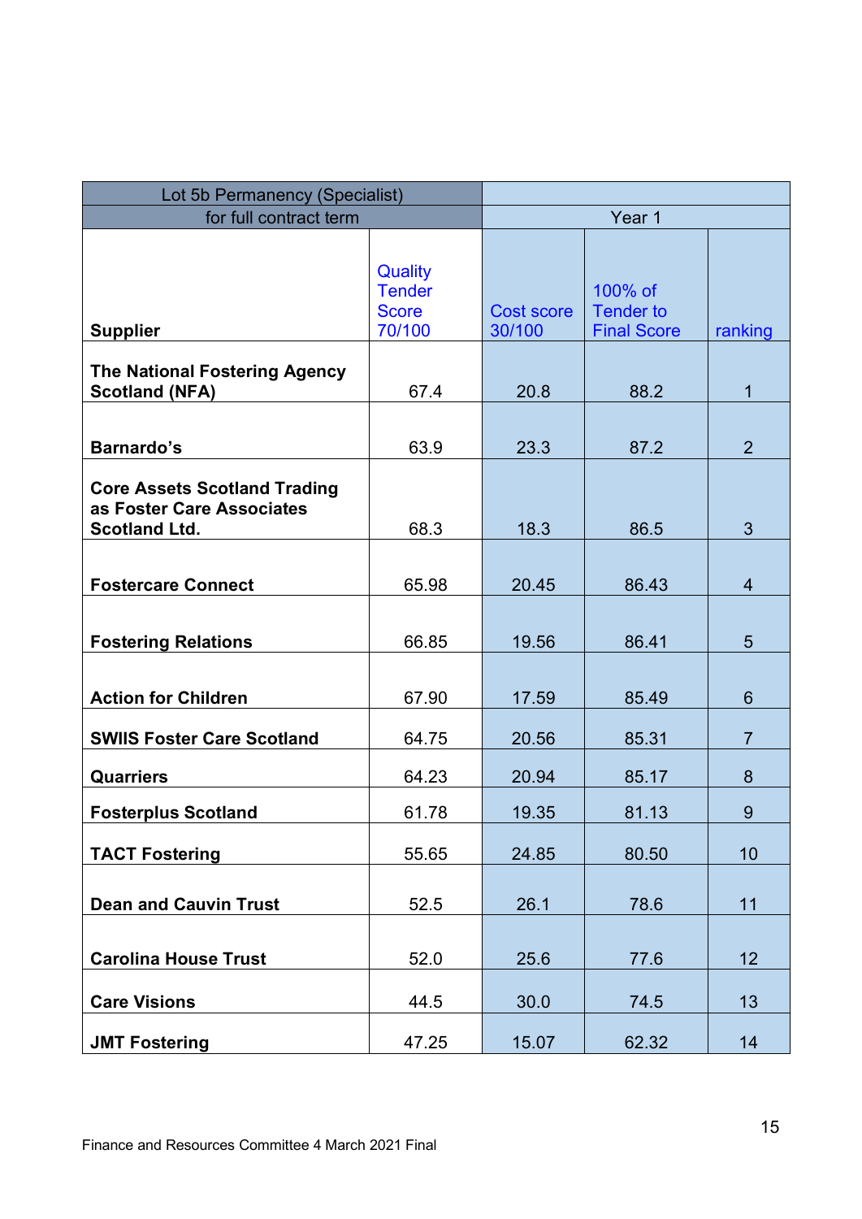| Lot 5b Permanency (Specialist) for full contract term | | Year 1 | | |
|---|---|---|---|---|
| **Supplier** | Quality Tender Score 70/100 | Cost score 30/100 | 100% of Tender to Final Score | ranking |
| **The National Fostering Agency Scotland (NFA)** | 67.4 | 20.8 | 88.2 | 1 |
| **Barnardo's** | 63.9 | 23.3 | 87.2 | 2 |
| **Core Assets Scotland Trading as Foster Care Associates Scotland Ltd.** | 68.3 | 18.3 | 86.5 | 3 |
| **Fostercare Connect** | 65.98 | 20.45 | 86.43 | 4 |
| **Fostering Relations** | 66.85 | 19.56 | 86.41 | 5 |
| **Action for Children** | 67.90 | 17.59 | 85.49 | 6 |
| **SWIIS Foster Care Scotland** | 64.75 | 20.56 | 85.31 | 7 |
| **Quarriers** | 64.23 | 20.94 | 85.17 | 8 |
| **Fosterplus Scotland** | 61.78 | 19.35 | 81.13 | 9 |
| **TACT Fostering** | 55.65 | 24.85 | 80.50 | 10 |
| **Dean and Cauvin Trust** | 52.5 | 26.1 | 78.6 | 11 |
| **Carolina House Trust** | 52.0 | 25.6 | 77.6 | 12 |
| **Care Visions** | 44.5 | 30.0 | 74.5 | 13 |
| **JMT Fostering** | 47.25 | 15.07 | 62.32 | 14 |